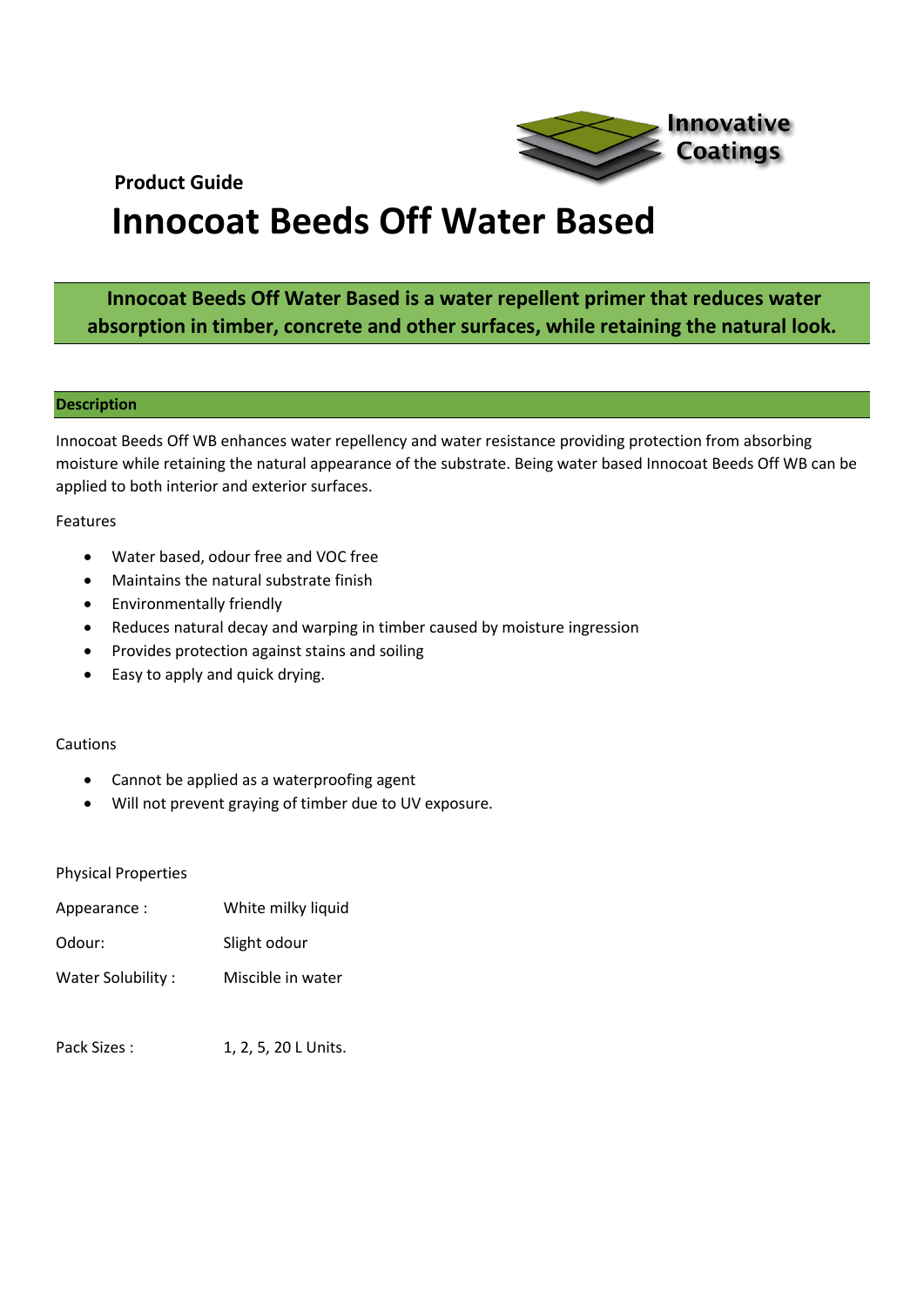Innovative Coatings

**Product Guide**

# Innocoat Beeds Off Water Based

**Innocoat Beeds Off Water Based is a water repellent primer that reduces water absorption in timber, concrete and other surfaces, while retaining the natural look.**

## Description

Innocoat Beeds Off WB enhances water repellency and water resistance providing protection from absorbing moisture while retaining the natural appearance of the substrate. Being water based Innocoat Beeds Off WB can be applied to both interior and exterior surfaces.

Features

- Water based, odour free and VOC free
- Maintains the natural substrate finish
- Environmentally friendly
- Reduces natural decay and warping in timber caused by moisture ingression
- Provides protection against stains and soiling
- Easy to apply and quick drying.

Cautions

- Cannot be applied as a waterproofing agent
- Will not prevent graying of timber due to UV exposure.

Physical Properties

| | |
|---|---|
| Appearance : | White milky liquid |
| Odour: | Slight odour |
| Water Solubility : | Miscible in water |

Pack Sizes : 1, 2, 5, 20 L Units.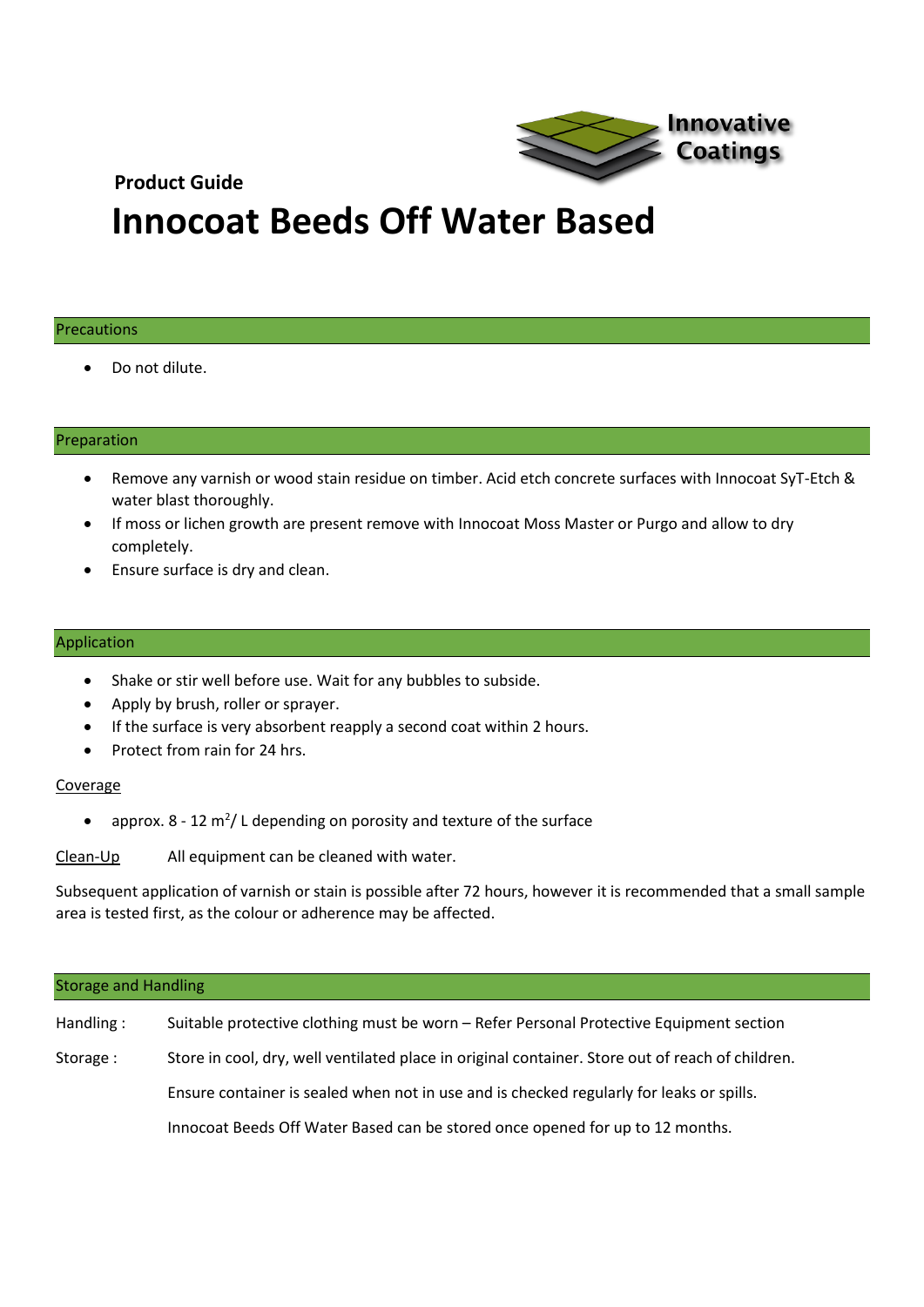Innovative Coatings

**Product Guide**

# Innocoat Beeds Off Water Based

## Precautions

- Do not dilute.

## Preparation

- Remove any varnish or wood stain residue on timber. Acid etch concrete surfaces with Innocoat SyT-Etch & water blast thoroughly.
- If moss or lichen growth are present remove with Innocoat Moss Master or Purgo and allow to dry completely.
- Ensure surface is dry and clean.

## Application

- Shake or stir well before use. Wait for any bubbles to subside.
- Apply by brush, roller or sprayer.
- If the surface is very absorbent reapply a second coat within 2 hours.
- Protect from rain for 24 hrs.

Coverage

- approx. 8 - 12 $m^2$/ L depending on porosity and texture of the surface

Clean-Up    All equipment can be cleaned with water.

Subsequent application of varnish or stain is possible after 72 hours, however it is recommended that a small sample area is tested first, as the colour or adherence may be affected.

## Storage and Handling

Handling :    Suitable protective clothing must be worn – Refer Personal Protective Equipment section

Storage :    Store in cool, dry, well ventilated place in original container. Store out of reach of children.

Ensure container is sealed when not in use and is checked regularly for leaks or spills.

Innocoat Beeds Off Water Based can be stored once opened for up to 12 months.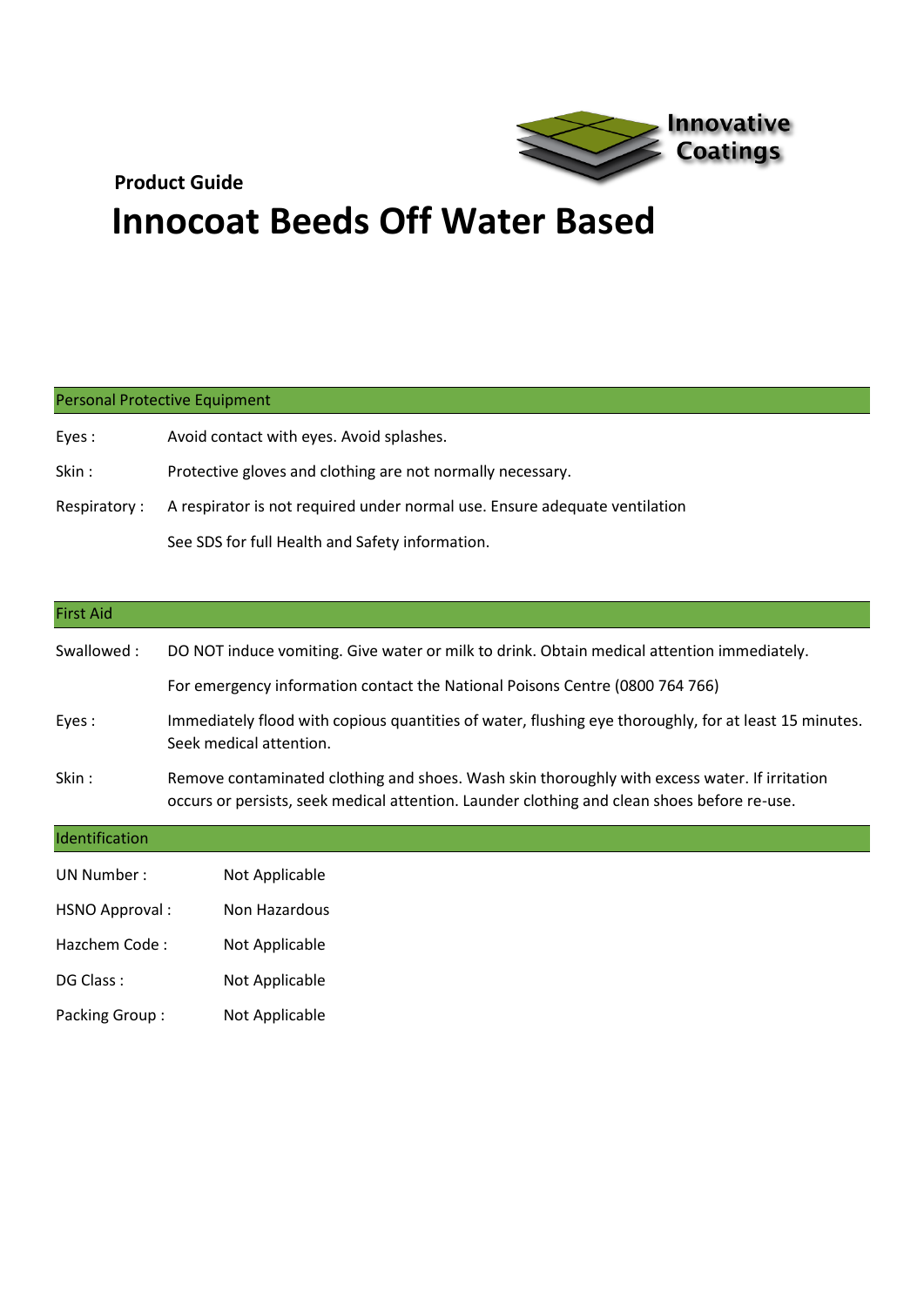Innovative Coatings

**Product Guide**

# Innocoat Beeds Off Water Based

## Personal Protective Equipment

| | |
|---|---|
| Eyes : | Avoid contact with eyes. Avoid splashes. |
| Skin : | Protective gloves and clothing are not normally necessary. |
| Respiratory : | A respirator is not required under normal use. Ensure adequate ventilation |
| | See SDS for full Health and Safety information. |

## First Aid

| | |
|---|---|
| Swallowed : | DO NOT induce vomiting. Give water or milk to drink. Obtain medical attention immediately. |
| | For emergency information contact the National Poisons Centre (0800 764 766) |
| Eyes : | Immediately flood with copious quantities of water, flushing eye thoroughly, for at least 15 minutes. Seek medical attention. |
| Skin : | Remove contaminated clothing and shoes. Wash skin thoroughly with excess water. If irritation occurs or persists, seek medical attention. Launder clothing and clean shoes before re-use. |

## Identification

| | |
|---|---|
| UN Number : | Not Applicable |
| HSNO Approval : | Non Hazardous |
| Hazchem Code : | Not Applicable |
| DG Class : | Not Applicable |
| Packing Group : | Not Applicable |